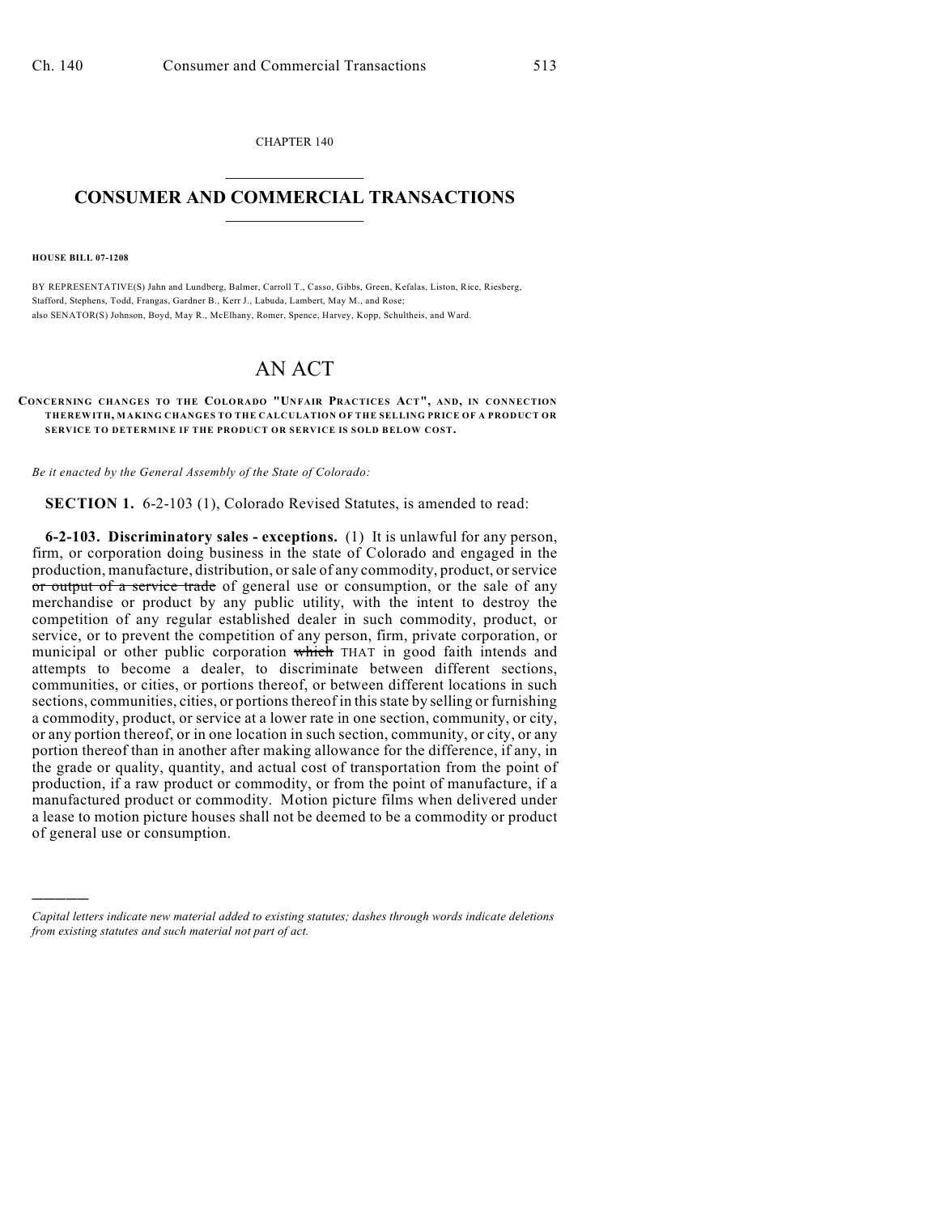CHAPTER 140

# CONSUMER AND COMMERCIAL TRANSACTIONS

**HOUSE BILL 07-1208**

BY REPRESENTATIVE(S) Jahn and Lundberg, Balmer, Carroll T., Casso, Gibbs, Green, Kefalas, Liston, Rice, Riesberg, Stafford, Stephens, Todd, Frangas, Gardner B., Kerr J., Labuda, Lambert, May M., and Rose;
also SENATOR(S) Johnson, Boyd, May R., McElhany, Romer, Spence, Harvey, Kopp, Schultheis, and Ward.

# AN ACT

**CONCERNING CHANGES TO THE COLORADO "UNFAIR PRACTICES ACT", AND, IN CONNECTION THEREWITH, MAKING CHANGES TO THE CALCULATION OF THE SELLING PRICE OF A PRODUCT OR SERVICE TO DETERMINE IF THE PRODUCT OR SERVICE IS SOLD BELOW COST.**

*Be it enacted by the General Assembly of the State of Colorado:*

**SECTION 1.** 6-2-103 (1), Colorado Revised Statutes, is amended to read:

**6-2-103. Discriminatory sales - exceptions.** (1) It is unlawful for any person, firm, or corporation doing business in the state of Colorado and engaged in the production, manufacture, distribution, or sale of any commodity, product, or service ~~or output of a service trade~~ of general use or consumption, or the sale of any merchandise or product by any public utility, with the intent to destroy the competition of any regular established dealer in such commodity, product, or service, or to prevent the competition of any person, firm, private corporation, or municipal or other public corporation ~~which~~ THAT in good faith intends and attempts to become a dealer, to discriminate between different sections, communities, or cities, or portions thereof, or between different locations in such sections, communities, cities, or portions thereof in this state by selling or furnishing a commodity, product, or service at a lower rate in one section, community, or city, or any portion thereof, or in one location in such section, community, or city, or any portion thereof than in another after making allowance for the difference, if any, in the grade or quality, quantity, and actual cost of transportation from the point of production, if a raw product or commodity, or from the point of manufacture, if a manufactured product or commodity. Motion picture films when delivered under a lease to motion picture houses shall not be deemed to be a commodity or product of general use or consumption.

---

*Capital letters indicate new material added to existing statutes; dashes through words indicate deletions from existing statutes and such material not part of act.*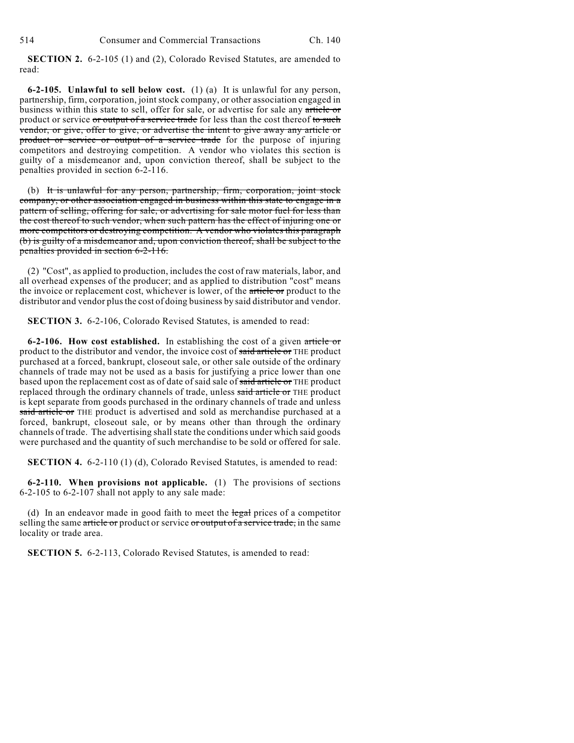**SECTION 2.** 6-2-105 (1) and (2), Colorado Revised Statutes, are amended to read:

**6-2-105. Unlawful to sell below cost.** (1) (a) It is unlawful for any person, partnership, firm, corporation, joint stock company, or other association engaged in business within this state to sell, offer for sale, or advertise for sale any ~~article or~~ product or service ~~or output of a service trade~~ for less than the cost thereof ~~to such vendor, or give, offer to give, or advertise the intent to give away any article or product or service or output of a service trade~~ for the purpose of injuring competitors and destroying competition. A vendor who violates this section is guilty of a misdemeanor and, upon conviction thereof, shall be subject to the penalties provided in section 6-2-116.

(b) ~~It is unlawful for any person, partnership, firm, corporation, joint stock company, or other association engaged in business within this state to engage in a pattern of selling, offering for sale, or advertising for sale motor fuel for less than the cost thereof to such vendor, when such pattern has the effect of injuring one or more competitors or destroying competition. A vendor who violates this paragraph (b) is guilty of a misdemeanor and, upon conviction thereof, shall be subject to the penalties provided in section 6-2-116.~~

(2) "Cost", as applied to production, includes the cost of raw materials, labor, and all overhead expenses of the producer; and as applied to distribution "cost" means the invoice or replacement cost, whichever is lower, of the ~~article or~~ product to the distributor and vendor plus the cost of doing business by said distributor and vendor.

**SECTION 3.** 6-2-106, Colorado Revised Statutes, is amended to read:

**6-2-106. How cost established.** In establishing the cost of a given ~~article or~~ product to the distributor and vendor, the invoice cost of ~~said article or~~ THE product purchased at a forced, bankrupt, closeout sale, or other sale outside of the ordinary channels of trade may not be used as a basis for justifying a price lower than one based upon the replacement cost as of date of said sale of ~~said article or~~ THE product replaced through the ordinary channels of trade, unless ~~said article or~~ THE product is kept separate from goods purchased in the ordinary channels of trade and unless ~~said article or~~ THE product is advertised and sold as merchandise purchased at a forced, bankrupt, closeout sale, or by means other than through the ordinary channels of trade. The advertising shall state the conditions under which said goods were purchased and the quantity of such merchandise to be sold or offered for sale.

**SECTION 4.** 6-2-110 (1) (d), Colorado Revised Statutes, is amended to read:

**6-2-110. When provisions not applicable.** (1) The provisions of sections 6-2-105 to 6-2-107 shall not apply to any sale made:

(d) In an endeavor made in good faith to meet the ~~legal~~ prices of a competitor selling the same ~~article or~~ product or service ~~or output of a service trade,~~ in the same locality or trade area.

**SECTION 5.** 6-2-113, Colorado Revised Statutes, is amended to read: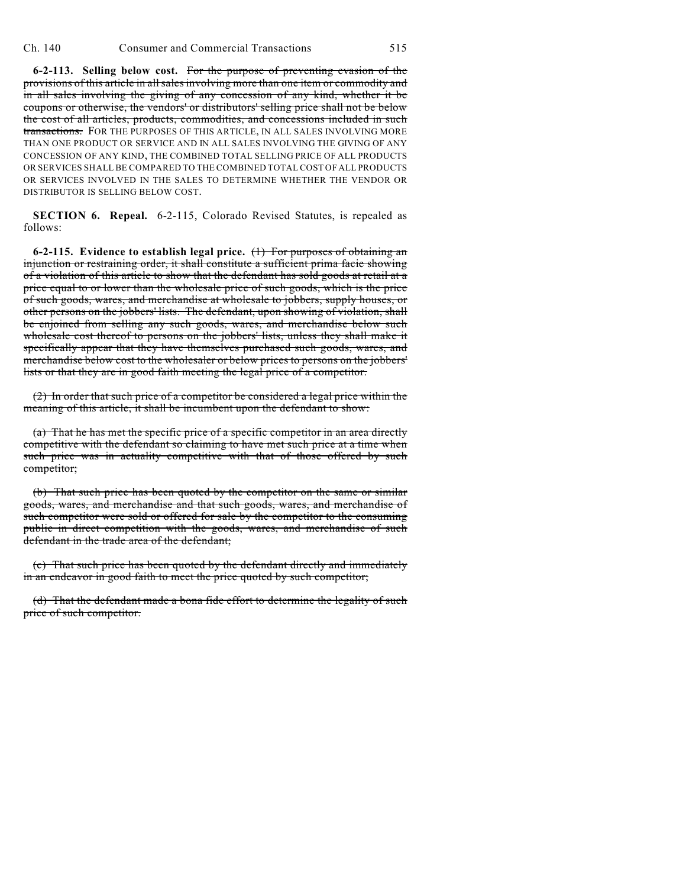**6-2-113. Selling below cost.** ~~For the purpose of preventing evasion of the provisions of this article in all sales involving more than one item or commodity and in all sales involving the giving of any concession of any kind, whether it be coupons or otherwise, the vendors' or distributors' selling price shall not be below the cost of all articles, products, commodities, and concessions included in such transactions.~~ FOR THE PURPOSES OF THIS ARTICLE, IN ALL SALES INVOLVING MORE THAN ONE PRODUCT OR SERVICE AND IN ALL SALES INVOLVING THE GIVING OF ANY CONCESSION OF ANY KIND, THE COMBINED TOTAL SELLING PRICE OF ALL PRODUCTS OR SERVICES SHALL BE COMPARED TO THE COMBINED TOTAL COST OF ALL PRODUCTS OR SERVICES INVOLVED IN THE SALES TO DETERMINE WHETHER THE VENDOR OR DISTRIBUTOR IS SELLING BELOW COST.

**SECTION 6. Repeal.** 6-2-115, Colorado Revised Statutes, is repealed as follows:

**6-2-115. Evidence to establish legal price.** ~~(1) For purposes of obtaining an injunction or restraining order, it shall constitute a sufficient prima facie showing of a violation of this article to show that the defendant has sold goods at retail at a price equal to or lower than the wholesale price of such goods, which is the price of such goods, wares, and merchandise at wholesale to jobbers, supply houses, or other persons on the jobbers' lists. The defendant, upon showing of violation, shall be enjoined from selling any such goods, wares, and merchandise below such wholesale cost thereof to persons on the jobbers' lists, unless they shall make it specifically appear that they have themselves purchased such goods, wares, and merchandise below cost to the wholesaler or below prices to persons on the jobbers' lists or that they are in good faith meeting the legal price of a competitor.~~

~~(2) In order that such price of a competitor be considered a legal price within the meaning of this article, it shall be incumbent upon the defendant to show:~~

~~(a) That he has met the specific price of a specific competitor in an area directly competitive with the defendant so claiming to have met such price at a time when such price was in actuality competitive with that of those offered by such competitor;~~

~~(b) That such price has been quoted by the competitor on the same or similar goods, wares, and merchandise and that such goods, wares, and merchandise of such competitor were sold or offered for sale by the competitor to the consuming public in direct competition with the goods, wares, and merchandise of such defendant in the trade area of the defendant;~~

~~(c) That such price has been quoted by the defendant directly and immediately in an endeavor in good faith to meet the price quoted by such competitor;~~

~~(d) That the defendant made a bona fide effort to determine the legality of such price of such competitor.~~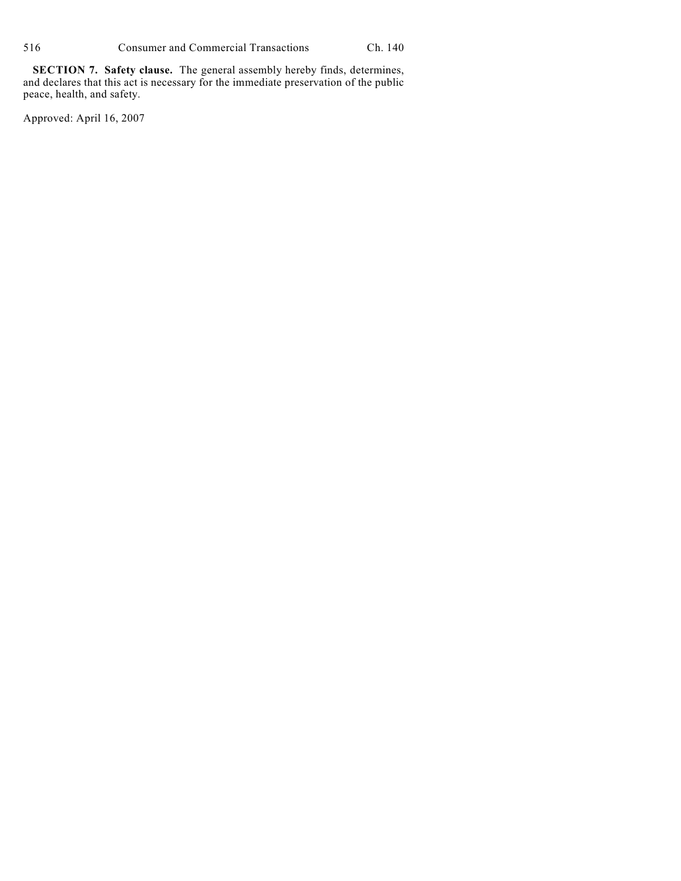**SECTION 7. Safety clause.** The general assembly hereby finds, determines, and declares that this act is necessary for the immediate preservation of the public peace, health, and safety.

Approved: April 16, 2007